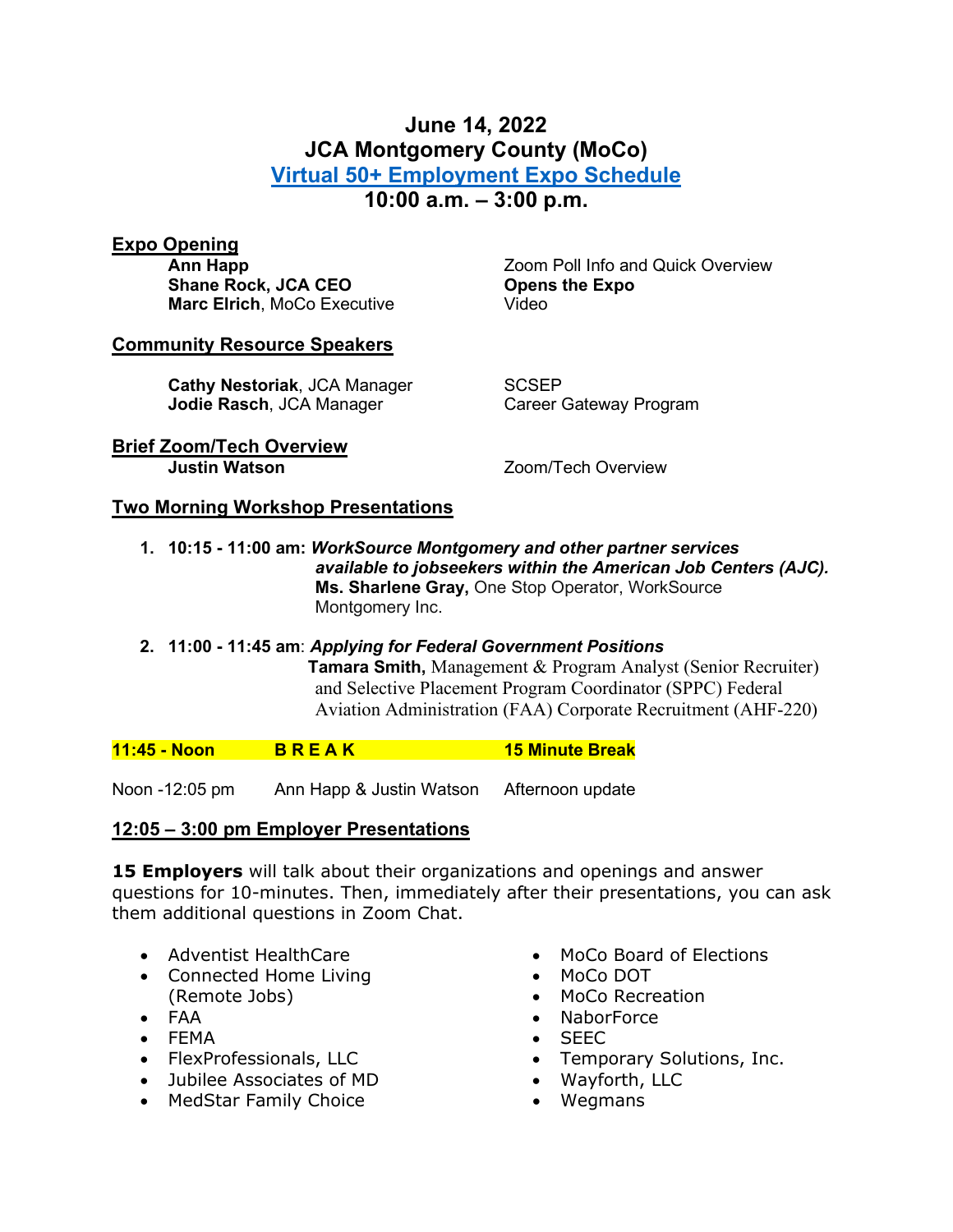# June 14, 2022
# JCA Montgomery County (MoCo)
# Virtual 50+ Employment Expo Schedule
# 10:00 a.m. – 3:00 p.m.

## Expo Opening

| | |
|---|---|
| **Ann Happ** | Zoom Poll Info and Quick Overview |
| **Shane Rock, JCA CEO** | **Opens the Expo** |
| **Marc Elrich**, MoCo Executive | Video |

## Community Resource Speakers

| | |
|---|---|
| **Cathy Nestoriak**, JCA Manager | SCSEP |
| **Jodie Rasch**, JCA Manager | Career Gateway Program |

## Brief Zoom/Tech Overview

| | |
|---|---|
| **Justin Watson** | Zoom/Tech Overview |

## Two Morning Workshop Presentations

1. **10:15 - 11:00 am:** ***WorkSource Montgomery and other partner services available to jobseekers within the American Job Centers (AJC).***
   **Ms. Sharlene Gray,** One Stop Operator, WorkSource Montgomery Inc.

2. **11:00 - 11:45 am**: ***Applying for Federal Government Positions***
   **Tamara Smith,** Management & Program Analyst (Senior Recruiter) and Selective Placement Program Coordinator (SPPC) Federal Aviation Administration (FAA) Corporate Recruitment (AHF-220)

| | | |
|---|---|---|
| **11:45 - Noon** | **B R E A K** | **15 Minute Break** |
| Noon -12:05 pm | Ann Happ & Justin Watson | Afternoon update |

## 12:05 – 3:00 pm Employer Presentations

**15 Employers** will talk about their organizations and openings and answer questions for 10-minutes. Then, immediately after their presentations, you can ask them additional questions in Zoom Chat.

- Adventist HealthCare
- Connected Home Living (Remote Jobs)
- FAA
- FEMA
- FlexProfessionals, LLC
- Jubilee Associates of MD
- MedStar Family Choice
- MoCo Board of Elections
- MoCo DOT
- MoCo Recreation
- NaborForce
- SEEC
- Temporary Solutions, Inc.
- Wayforth, LLC
- Wegmans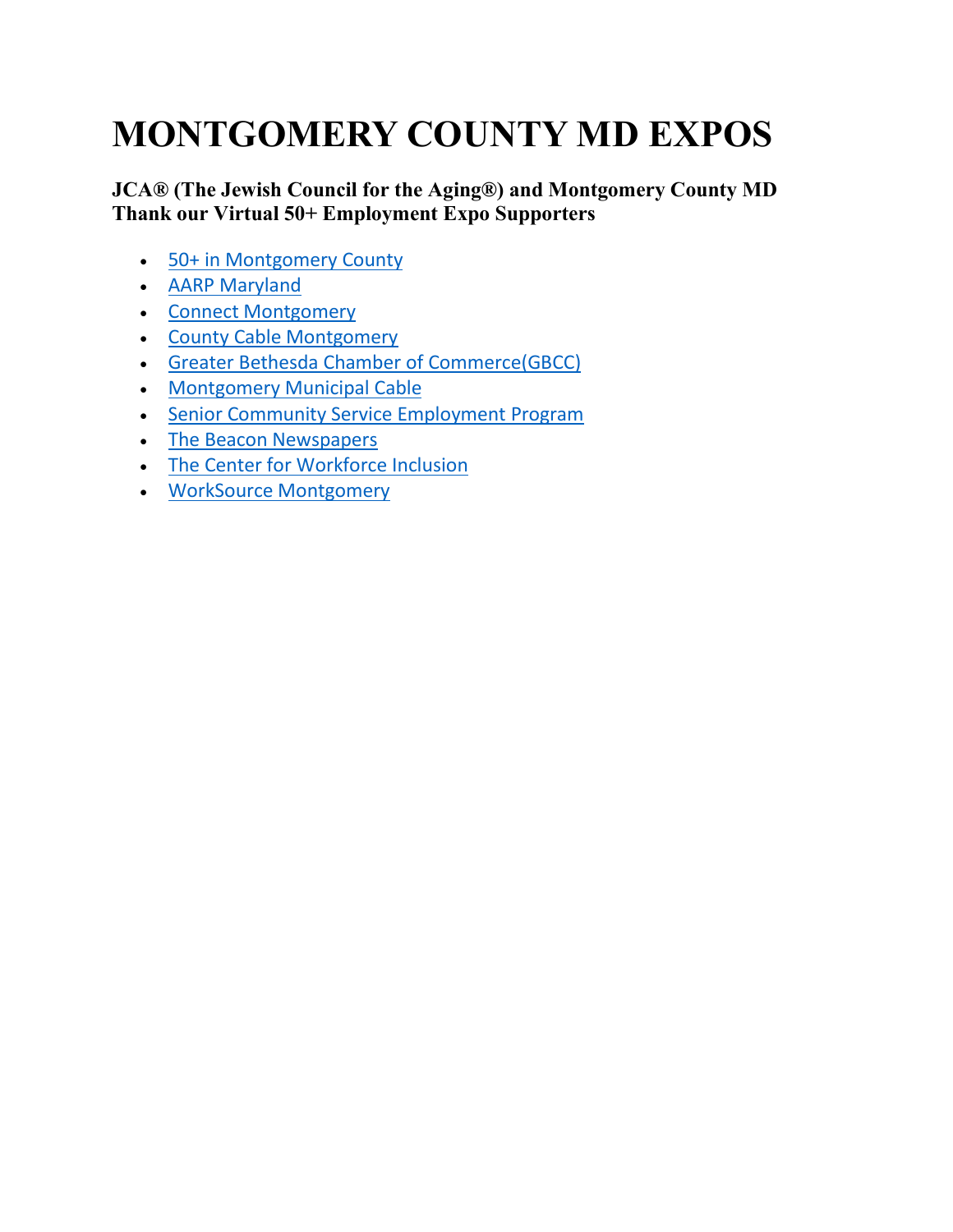# MONTGOMERY COUNTY MD EXPOS

**JCA® (The Jewish Council for the Aging®) and Montgomery County MD Thank our Virtual 50+ Employment Expo Supporters**

- 50+ in Montgomery County
- AARP Maryland
- Connect Montgomery
- County Cable Montgomery
- Greater Bethesda Chamber of Commerce(GBCC)
- Montgomery Municipal Cable
- Senior Community Service Employment Program
- The Beacon Newspapers
- The Center for Workforce Inclusion
- WorkSource Montgomery